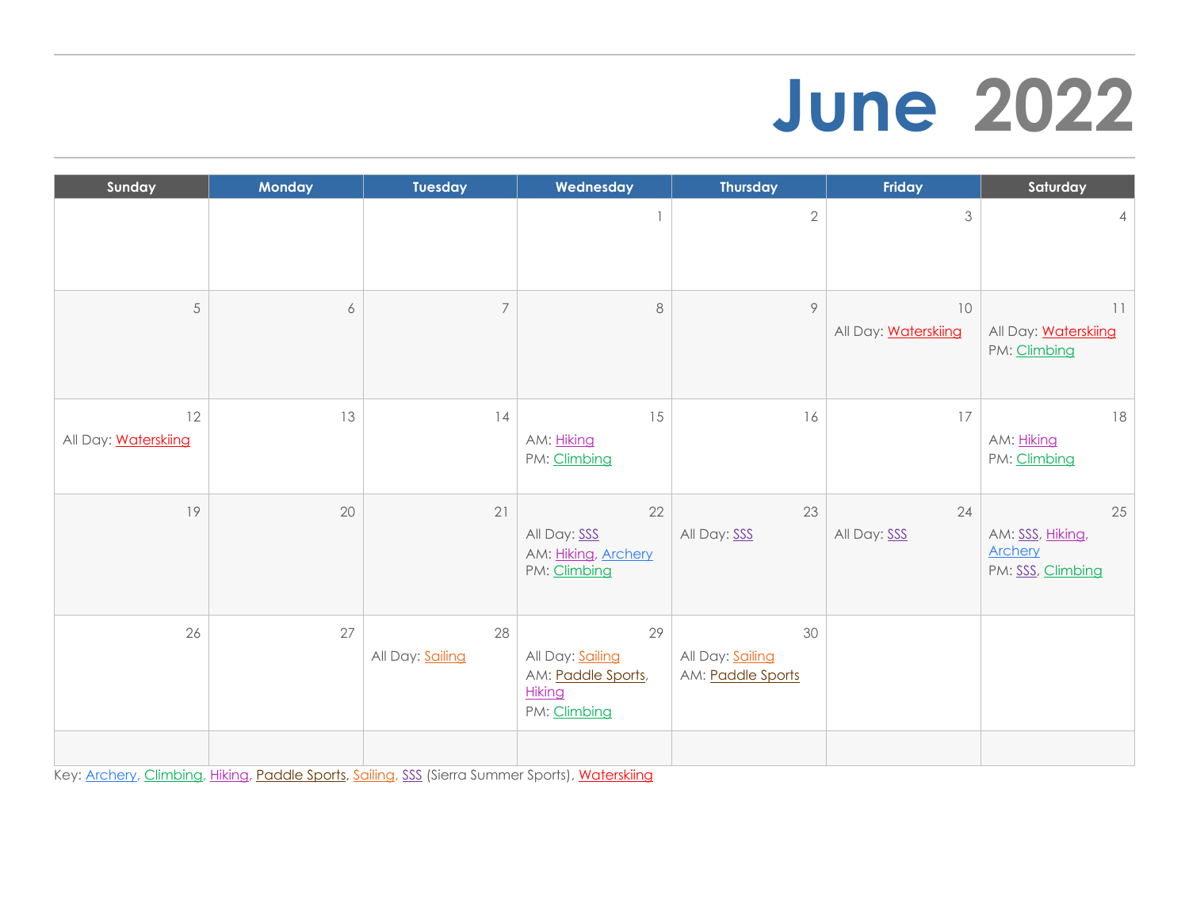# June 2022

| Sunday | Monday | Tuesday | Wednesday | Thursday | Friday | Saturday |
|---|---|---|---|---|---|---|
| | | | 1 | 2 | 3 | 4 |
| 5 | 6 | 7 | 8 | 9 | 10<br>All Day: Waterskiing | 11<br>All Day: Waterskiing<br>PM: Climbing |
| 12<br>All Day: Waterskiing | 13 | 14 | 15<br>AM: Hiking<br>PM: Climbing | 16 | 17 | 18<br>AM: Hiking<br>PM: Climbing |
| 19 | 20 | 21 | 22<br>All Day: SSS<br>AM: Hiking, Archery<br>PM: Climbing | 23<br>All Day: SSS | 24<br>All Day: SSS | 25<br>AM: SSS, Hiking, Archery<br>PM: SSS, Climbing |
| 26 | 27 | 28<br>All Day: Sailing | 29<br>All Day: Sailing<br>AM: Paddle Sports, Hiking<br>PM: Climbing | 30<br>All Day: Sailing<br>AM: Paddle Sports | | |
| | | | | | | |

Key: Archery, Climbing, Hiking, Paddle Sports, Sailing, SSS (Sierra Summer Sports), Waterskiing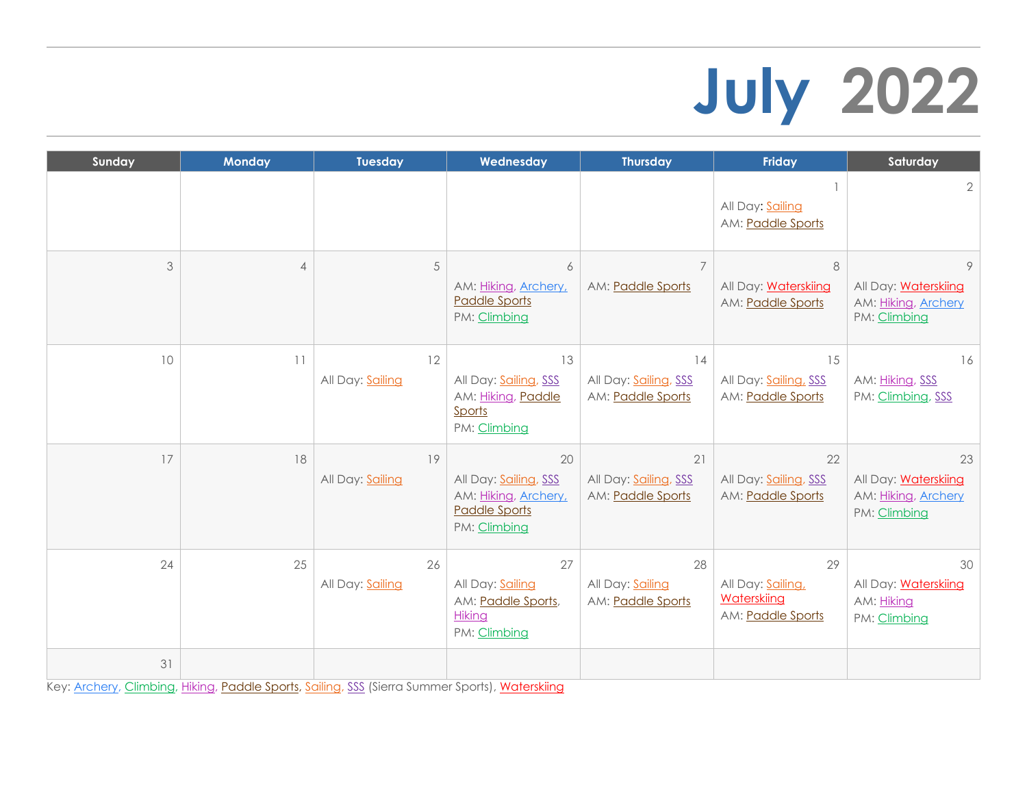# July 2022

| Sunday | Monday | Tuesday | Wednesday | Thursday | Friday | Saturday |
|---|---|---|---|---|---|---|
| | | | | | 1<br>All Day: Sailing<br>AM: Paddle Sports | 2 |
| 3 | 4 | 5 | 6<br>AM: Hiking, Archery, Paddle Sports<br>PM: Climbing | 7<br>AM: Paddle Sports | 8<br>All Day: Waterskiing<br>AM: Paddle Sports | 9<br>All Day: Waterskiing<br>AM: Hiking, Archery<br>PM: Climbing |
| 10 | 11 | 12<br>All Day: Sailing | 13<br>All Day: Sailing, SSS<br>AM: Hiking, Paddle Sports<br>PM: Climbing | 14<br>All Day: Sailing, SSS<br>AM: Paddle Sports | 15<br>All Day: Sailing, SSS<br>AM: Paddle Sports | 16<br>AM: Hiking, SSS<br>PM: Climbing, SSS |
| 17 | 18 | 19<br>All Day: Sailing | 20<br>All Day: Sailing, SSS<br>AM: Hiking, Archery, Paddle Sports<br>PM: Climbing | 21<br>All Day: Sailing, SSS<br>AM: Paddle Sports | 22<br>All Day: Sailing, SSS<br>AM: Paddle Sports | 23<br>All Day: Waterskiing<br>AM: Hiking, Archery<br>PM: Climbing |
| 24 | 25 | 26<br>All Day: Sailing | 27<br>All Day: Sailing<br>AM: Paddle Sports, Hiking<br>PM: Climbing | 28<br>All Day: Sailing<br>AM: Paddle Sports | 29<br>All Day: Sailing, Waterskiing<br>AM: Paddle Sports | 30<br>All Day: Waterskiing<br>AM: Hiking<br>PM: Climbing |
| 31 | | | | | | |

Key: Archery, Climbing, Hiking, Paddle Sports, Sailing, SSS (Sierra Summer Sports), Waterskiing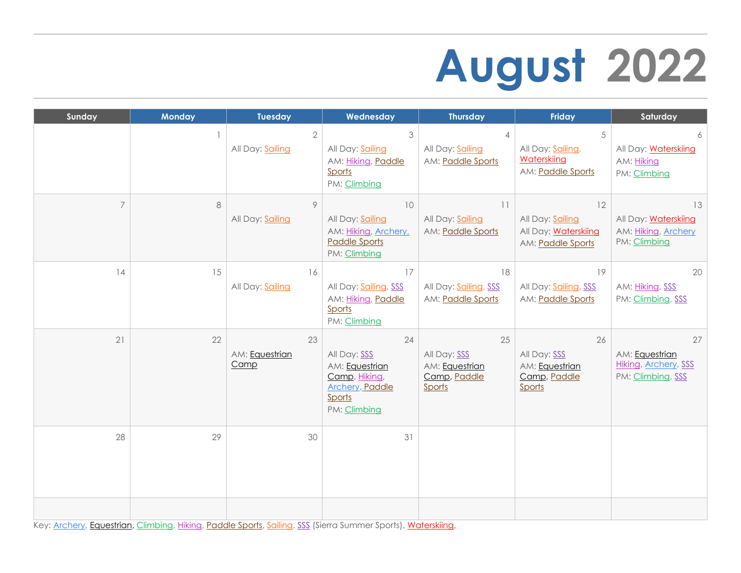# August 2022

| Sunday | Monday | Tuesday | Wednesday | Thursday | Friday | Saturday |
|---|---|---|---|---|---|---|
| | 1 | 2<br>All Day: Sailing | 3<br>All Day: Sailing<br>AM: Hiking, Paddle Sports<br>PM: Climbing | 4<br>All Day: Sailing<br>AM: Paddle Sports | 5<br>All Day: Sailing, Waterskiing<br>AM: Paddle Sports | 6<br>All Day: Waterskiing<br>AM: Hiking<br>PM: Climbing |
| 7 | 8 | 9<br>All Day: Sailing | 10<br>All Day: Sailing<br>AM: Hiking, Archery, Paddle Sports<br>PM: Climbing | 11<br>All Day: Sailing<br>AM: Paddle Sports | 12<br>All Day: Sailing<br>All Day: Waterskiing<br>AM: Paddle Sports | 13<br>All Day: Waterskiing<br>AM: Hiking, Archery<br>PM: Climbing |
| 14 | 15 | 16<br>All Day: Sailing | 17<br>All Day: Sailing, SSS<br>AM: Hiking, Paddle Sports<br>PM: Climbing | 18<br>All Day: Sailing, SSS<br>AM: Paddle Sports | 19<br>All Day: Sailing, SSS<br>AM: Paddle Sports | 20<br>AM: Hiking, SSS<br>PM: Climbing, SSS |
| 21 | 22 | 23<br>AM: Equestrian Camp | 24<br>All Day: SSS<br>AM: Equestrian Camp, Hiking, Archery, Paddle Sports<br>PM: Climbing | 25<br>All Day: SSS<br>AM: Equestrian Camp, Paddle Sports | 26<br>All Day: SSS<br>AM: Equestrian Camp, Paddle Sports | 27<br>AM: Equestrian Hiking, Archery, SSS<br>PM: Climbing, SSS |
| 28 | 29 | 30 | 31 | | | |
| | | | | | | |

Key: Archery, Equestrian, Climbing, Hiking, Paddle Sports, Sailing, SSS (Sierra Summer Sports), Waterskiing,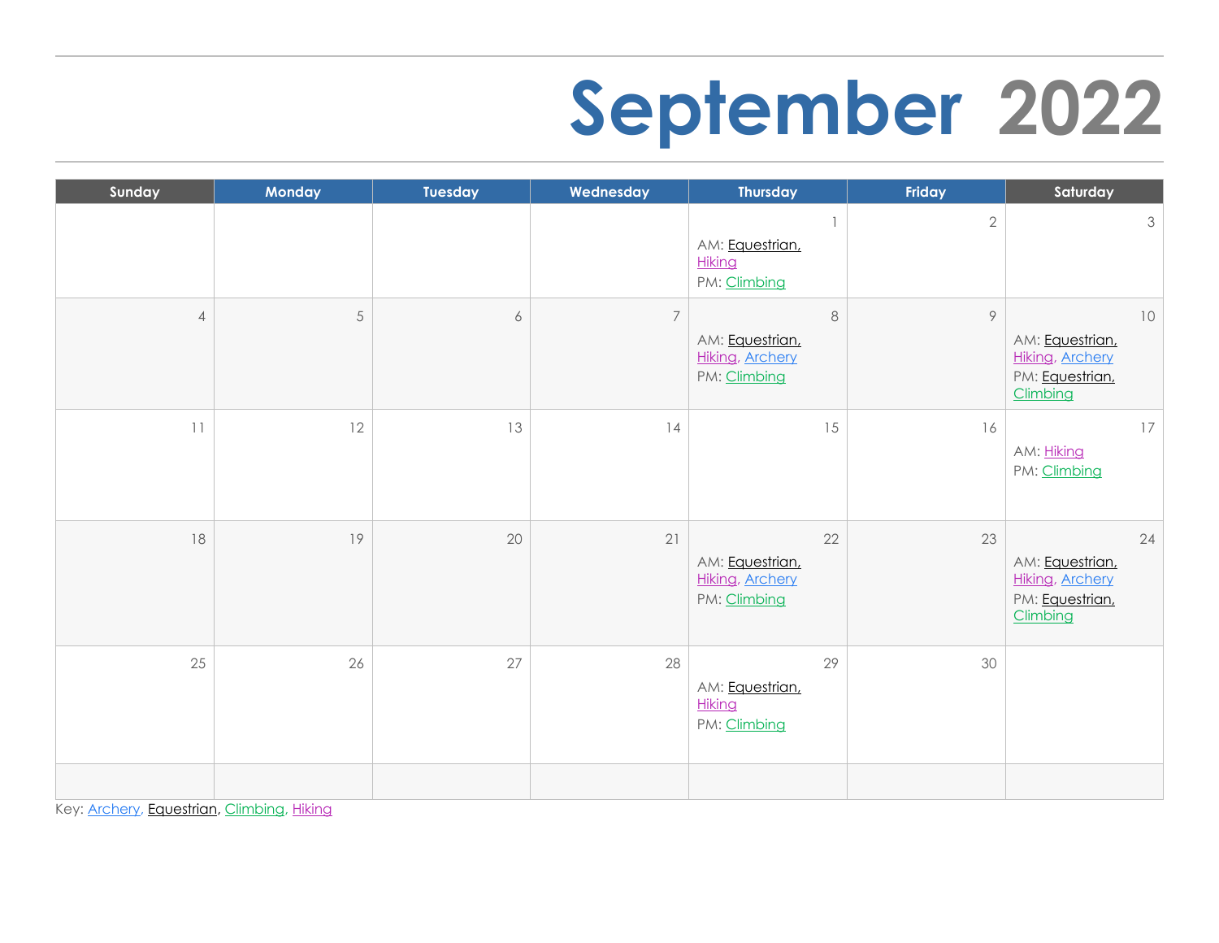# September 2022

| Sunday | Monday | Tuesday | Wednesday | Thursday | Friday | Saturday |
|---|---|---|---|---|---|---|
| | | | | 1<br>AM: Equestrian, Hiking<br>PM: Climbing | 2 | 3 |
| 4 | 5 | 6 | 7 | 8<br>AM: Equestrian, Hiking, Archery<br>PM: Climbing | 9 | 10<br>AM: Equestrian, Hiking, Archery<br>PM: Equestrian, Climbing |
| 11 | 12 | 13 | 14 | 15 | 16 | 17<br>AM: Hiking<br>PM: Climbing |
| 18 | 19 | 20 | 21 | 22<br>AM: Equestrian, Hiking, Archery<br>PM: Climbing | 23 | 24<br>AM: Equestrian, Hiking, Archery<br>PM: Equestrian, Climbing |
| 25 | 26 | 27 | 28 | 29<br>AM: Equestrian, Hiking<br>PM: Climbing | 30 | |
| | | | | | | |

Key: Archery, Equestrian, Climbing, Hiking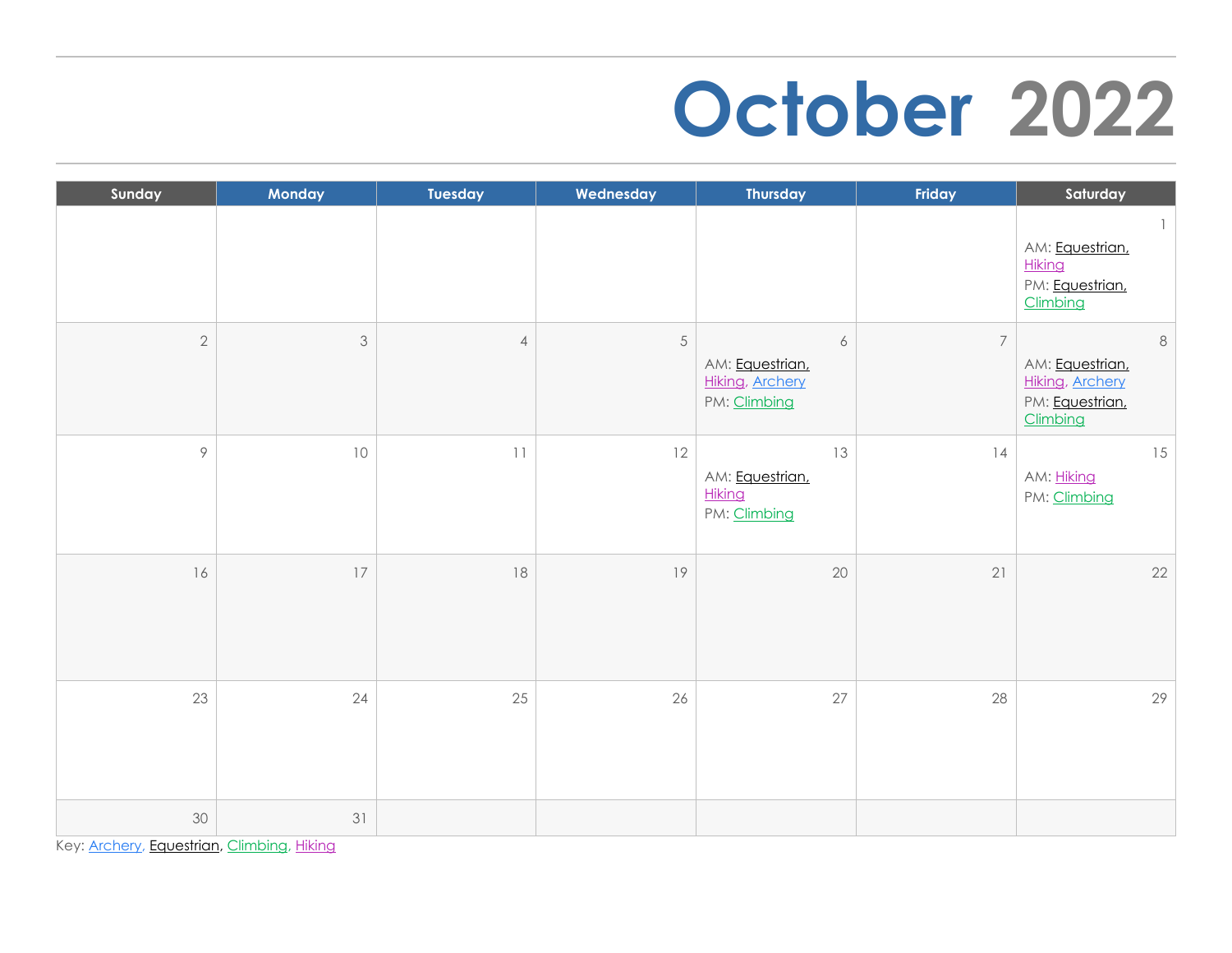# October 2022

| Sunday | Monday | Tuesday | Wednesday | Thursday | Friday | Saturday |
|---|---|---|---|---|---|---|
| | | | | | | 1<br>AM: Equestrian, Hiking<br>PM: Equestrian, Climbing |
| 2 | 3 | 4 | 5 | 6<br>AM: Equestrian, Hiking, Archery<br>PM: Climbing | 7 | 8<br>AM: Equestrian, Hiking, Archery<br>PM: Equestrian, Climbing |
| 9 | 10 | 11 | 12 | 13<br>AM: Equestrian, Hiking<br>PM: Climbing | 14 | 15<br>AM: Hiking<br>PM: Climbing |
| 16 | 17 | 18 | 19 | 20 | 21 | 22 |
| 23 | 24 | 25 | 26 | 27 | 28 | 29 |
| 30 | 31 | | | | | |

Key: Archery, Equestrian, Climbing, Hiking